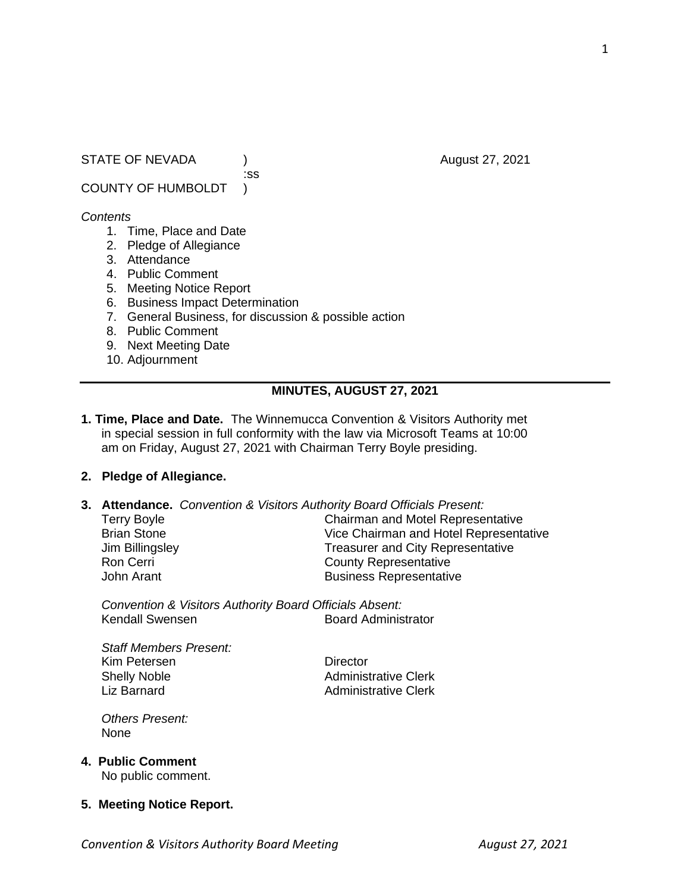STATE OF NEVADA )
:ss
COUNTY OF HUMBOLDT )

August 27, 2021

*Contents*

1. Time, Place and Date
2. Pledge of Allegiance
3. Attendance
4. Public Comment
5. Meeting Notice Report
6. Business Impact Determination
7. General Business, for discussion & possible action
8. Public Comment
9. Next Meeting Date
10. Adjournment

---

## MINUTES, AUGUST 27, 2021

**1. Time, Place and Date.** The Winnemucca Convention & Visitors Authority met in special session in full conformity with the law via Microsoft Teams at 10:00 am on Friday, August 27, 2021 with Chairman Terry Boyle presiding.

**2. Pledge of Allegiance.**

**3. Attendance.** *Convention & Visitors Authority Board Officials Present:*

| | |
|---|---|
| Terry Boyle | Chairman and Motel Representative |
| Brian Stone | Vice Chairman and Hotel Representative |
| Jim Billingsley | Treasurer and City Representative |
| Ron Cerri | County Representative |
| John Arant | Business Representative |

*Convention & Visitors Authority Board Officials Absent:*

| | |
|---|---|
| Kendall Swensen | Board Administrator |

*Staff Members Present:*

| | |
|---|---|
| Kim Petersen | Director |
| Shelly Noble | Administrative Clerk |
| Liz Barnard | Administrative Clerk |

*Others Present:*
None

**4. Public Comment**
No public comment.

**5. Meeting Notice Report.**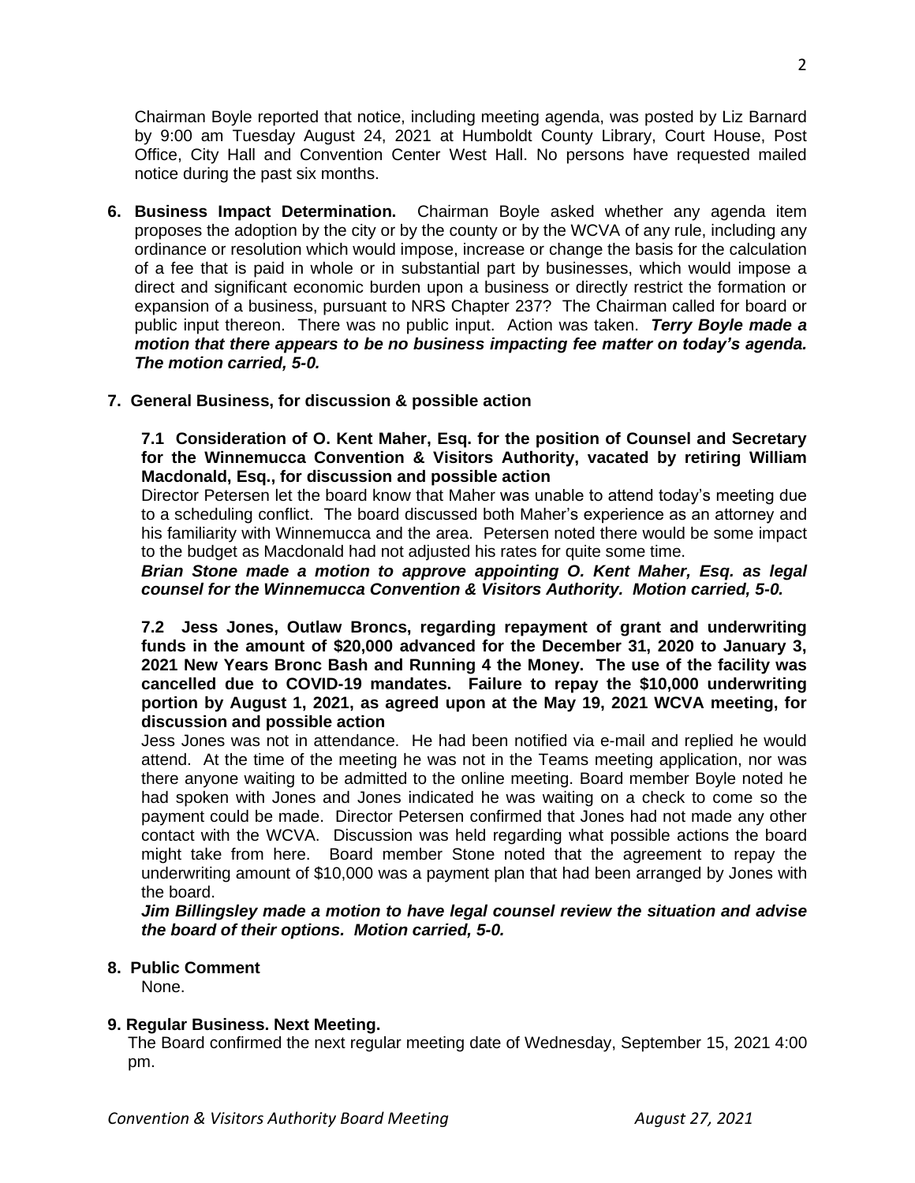Chairman Boyle reported that notice, including meeting agenda, was posted by Liz Barnard by 9:00 am Tuesday August 24, 2021 at Humboldt County Library, Court House, Post Office, City Hall and Convention Center West Hall. No persons have requested mailed notice during the past six months.

**6. Business Impact Determination.** Chairman Boyle asked whether any agenda item proposes the adoption by the city or by the county or by the WCVA of any rule, including any ordinance or resolution which would impose, increase or change the basis for the calculation of a fee that is paid in whole or in substantial part by businesses, which would impose a direct and significant economic burden upon a business or directly restrict the formation or expansion of a business, pursuant to NRS Chapter 237? The Chairman called for board or public input thereon. There was no public input. Action was taken. ***Terry Boyle made a motion that there appears to be no business impacting fee matter on today's agenda. The motion carried, 5-0.***

**7. General Business, for discussion & possible action**

**7.1 Consideration of O. Kent Maher, Esq. for the position of Counsel and Secretary for the Winnemucca Convention & Visitors Authority, vacated by retiring William Macdonald, Esq., for discussion and possible action**

Director Petersen let the board know that Maher was unable to attend today's meeting due to a scheduling conflict. The board discussed both Maher's experience as an attorney and his familiarity with Winnemucca and the area. Petersen noted there would be some impact to the budget as Macdonald had not adjusted his rates for quite some time.

***Brian Stone made a motion to approve appointing O. Kent Maher, Esq. as legal counsel for the Winnemucca Convention & Visitors Authority. Motion carried, 5-0.***

**7.2 Jess Jones, Outlaw Broncs, regarding repayment of grant and underwriting funds in the amount of $20,000 advanced for the December 31, 2020 to January 3, 2021 New Years Bronc Bash and Running 4 the Money. The use of the facility was cancelled due to COVID-19 mandates. Failure to repay the $10,000 underwriting portion by August 1, 2021, as agreed upon at the May 19, 2021 WCVA meeting, for discussion and possible action**

Jess Jones was not in attendance. He had been notified via e-mail and replied he would attend. At the time of the meeting he was not in the Teams meeting application, nor was there anyone waiting to be admitted to the online meeting. Board member Boyle noted he had spoken with Jones and Jones indicated he was waiting on a check to come so the payment could be made. Director Petersen confirmed that Jones had not made any other contact with the WCVA. Discussion was held regarding what possible actions the board might take from here. Board member Stone noted that the agreement to repay the underwriting amount of $10,000 was a payment plan that had been arranged by Jones with the board.

***Jim Billingsley made a motion to have legal counsel review the situation and advise the board of their options. Motion carried, 5-0.***

**8. Public Comment**

None.

**9. Regular Business. Next Meeting.**

The Board confirmed the next regular meeting date of Wednesday, September 15, 2021 4:00 pm.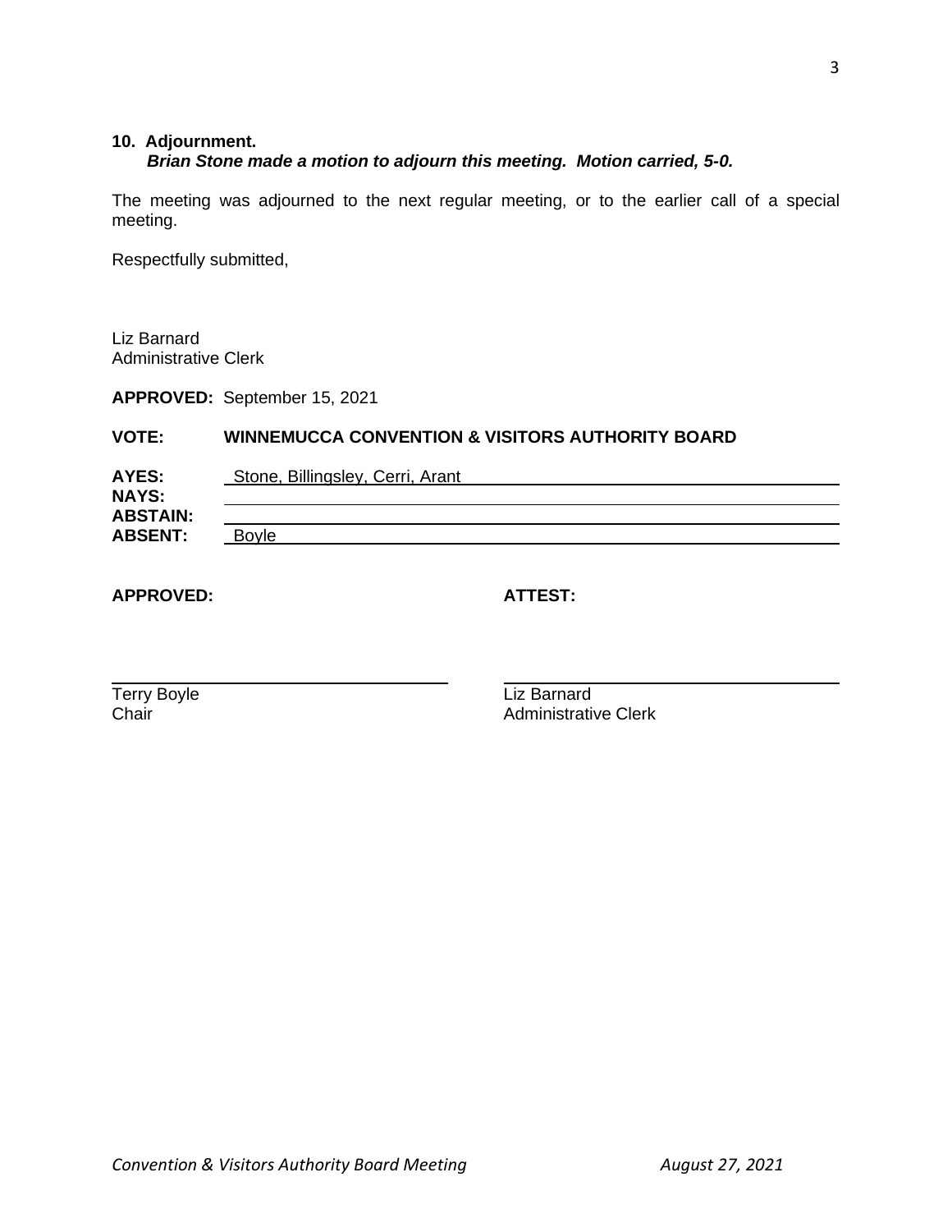**10. Adjournment.**

***Brian Stone made a motion to adjourn this meeting. Motion carried, 5-0.***

The meeting was adjourned to the next regular meeting, or to the earlier call of a special meeting.

Respectfully submitted,

Liz Barnard
Administrative Clerk

**APPROVED:** September 15, 2021

| | |
|---|---|
| **VOTE:** | **WINNEMUCCA CONVENTION & VISITORS AUTHORITY BOARD** |
| **AYES:** | Stone, Billingsley, Cerri, Arant |
| **NAYS:** | |
| **ABSTAIN:** | |
| **ABSENT:** | Boyle |

**APPROVED:**

Terry Boyle
Chair

**ATTEST:**

Liz Barnard
Administrative Clerk